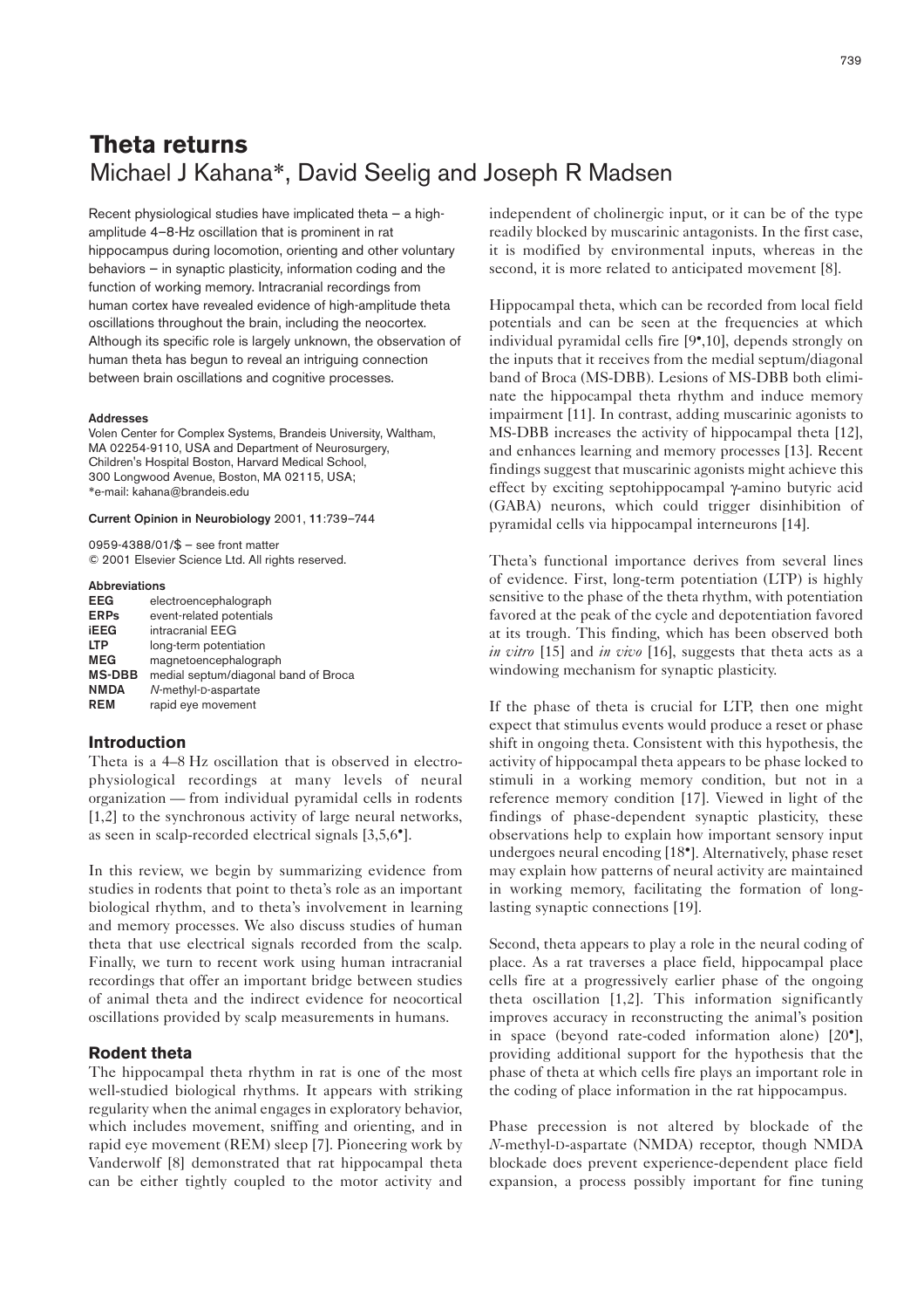# Theta returns

Michael J Kahana*, David Seelig and Joseph R Madsen

Recent physiological studies have implicated theta – a high-amplitude 4–8-Hz oscillation that is prominent in rat hippocampus during locomotion, orienting and other voluntary behaviors – in synaptic plasticity, information coding and the function of working memory. Intracranial recordings from human cortex have revealed evidence of high-amplitude theta oscillations throughout the brain, including the neocortex. Although its specific role is largely unknown, the observation of human theta has begun to reveal an intriguing connection between brain oscillations and cognitive processes.

**Addresses**
Volen Center for Complex Systems, Brandeis University, Waltham, MA 02254-9110, USA and Department of Neurosurgery, Children's Hospital Boston, Harvard Medical School, 300 Longwood Avenue, Boston, MA 02115, USA;
*e-mail: kahana@brandeis.edu

**Current Opinion in Neurobiology** 2001, **11**:739–744

0959-4388/01/$ – see front matter
© 2001 Elsevier Science Ltd. All rights reserved.

**Abbreviations**

| | |
|---|---|
| **EEG** | electroencephalograph |
| **ERPs** | event-related potentials |
| **iEEG** | intracranial EEG |
| **LTP** | long-term potentiation |
| **MEG** | magnetoencephalograph |
| **MS-DBB** | medial septum/diagonal band of Broca |
| **NMDA** | *N*-methyl-D-aspartate |
| **REM** | rapid eye movement |

## Introduction

Theta is a 4–8 Hz oscillation that is observed in electrophysiological recordings at many levels of neural organization — from individual pyramidal cells in rodents [1,2] to the synchronous activity of large neural networks, as seen in scalp-recorded electrical signals [3,5,6•].

In this review, we begin by summarizing evidence from studies in rodents that point to theta's role as an important biological rhythm, and to theta's involvement in learning and memory processes. We also discuss studies of human theta that use electrical signals recorded from the scalp. Finally, we turn to recent work using human intracranial recordings that offer an important bridge between studies of animal theta and the indirect evidence for neocortical oscillations provided by scalp measurements in humans.

## Rodent theta

The hippocampal theta rhythm in rat is one of the most well-studied biological rhythms. It appears with striking regularity when the animal engages in exploratory behavior, which includes movement, sniffing and orienting, and in rapid eye movement (REM) sleep [7]. Pioneering work by Vanderwolf [8] demonstrated that rat hippocampal theta can be either tightly coupled to the motor activity and independent of cholinergic input, or it can be of the type readily blocked by muscarinic antagonists. In the first case, it is modified by environmental inputs, whereas in the second, it is more related to anticipated movement [8].

Hippocampal theta, which can be recorded from local field potentials and can be seen at the frequencies at which individual pyramidal cells fire [9•,10], depends strongly on the inputs that it receives from the medial septum/diagonal band of Broca (MS-DBB). Lesions of MS-DBB both eliminate the hippocampal theta rhythm and induce memory impairment [11]. In contrast, adding muscarinic agonists to MS-DBB increases the activity of hippocampal theta [12], and enhances learning and memory processes [13]. Recent findings suggest that muscarinic agonists might achieve this effect by exciting septohippocampal γ-amino butyric acid (GABA) neurons, which could trigger disinhibition of pyramidal cells via hippocampal interneurons [14].

Theta's functional importance derives from several lines of evidence. First, long-term potentiation (LTP) is highly sensitive to the phase of the theta rhythm, with potentiation favored at the peak of the cycle and depotentiation favored at its trough. This finding, which has been observed both *in vitro* [15] and *in vivo* [16], suggests that theta acts as a windowing mechanism for synaptic plasticity.

If the phase of theta is crucial for LTP, then one might expect that stimulus events would produce a reset or phase shift in ongoing theta. Consistent with this hypothesis, the activity of hippocampal theta appears to be phase locked to stimuli in a working memory condition, but not in a reference memory condition [17]. Viewed in light of the findings of phase-dependent synaptic plasticity, these observations help to explain how important sensory input undergoes neural encoding [18•]. Alternatively, phase reset may explain how patterns of neural activity are maintained in working memory, facilitating the formation of long-lasting synaptic connections [19].

Second, theta appears to play a role in the neural coding of place. As a rat traverses a place field, hippocampal place cells fire at a progressively earlier phase of the ongoing theta oscillation [1,2]. This information significantly improves accuracy in reconstructing the animal's position in space (beyond rate-coded information alone) [20•], providing additional support for the hypothesis that the phase of theta at which cells fire plays an important role in the coding of place information in the rat hippocampus.

Phase precession is not altered by blockade of the *N*-methyl-D-aspartate (NMDA) receptor, though NMDA blockade does prevent experience-dependent place field expansion, a process possibly important for fine tuning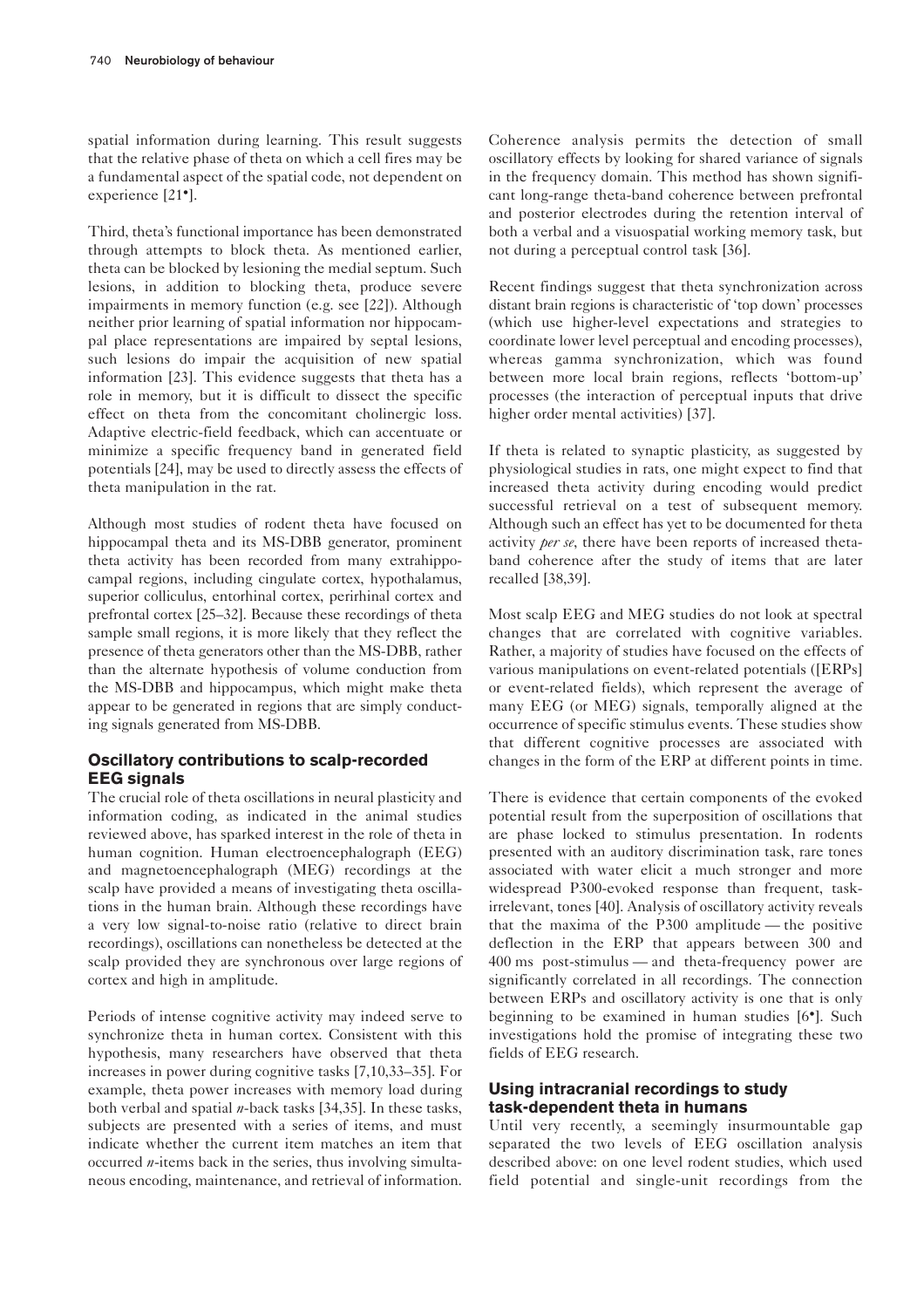spatial information during learning. This result suggests that the relative phase of theta on which a cell fires may be a fundamental aspect of the spatial code, not dependent on experience [21•].

Third, theta's functional importance has been demonstrated through attempts to block theta. As mentioned earlier, theta can be blocked by lesioning the medial septum. Such lesions, in addition to blocking theta, produce severe impairments in memory function (e.g. see [22]). Although neither prior learning of spatial information nor hippocampal place representations are impaired by septal lesions, such lesions do impair the acquisition of new spatial information [23]. This evidence suggests that theta has a role in memory, but it is difficult to dissect the specific effect on theta from the concomitant cholinergic loss. Adaptive electric-field feedback, which can accentuate or minimize a specific frequency band in generated field potentials [24], may be used to directly assess the effects of theta manipulation in the rat.

Although most studies of rodent theta have focused on hippocampal theta and its MS-DBB generator, prominent theta activity has been recorded from many extrahippocampal regions, including cingulate cortex, hypothalamus, superior colliculus, entorhinal cortex, perirhinal cortex and prefrontal cortex [25–32]. Because these recordings of theta sample small regions, it is more likely that they reflect the presence of theta generators other than the MS-DBB, rather than the alternate hypothesis of volume conduction from the MS-DBB and hippocampus, which might make theta appear to be generated in regions that are simply conducting signals generated from MS-DBB.

## Oscillatory contributions to scalp-recorded EEG signals

The crucial role of theta oscillations in neural plasticity and information coding, as indicated in the animal studies reviewed above, has sparked interest in the role of theta in human cognition. Human electroencephalograph (EEG) and magnetoencephalograph (MEG) recordings at the scalp have provided a means of investigating theta oscillations in the human brain. Although these recordings have a very low signal-to-noise ratio (relative to direct brain recordings), oscillations can nonetheless be detected at the scalp provided they are synchronous over large regions of cortex and high in amplitude.

Periods of intense cognitive activity may indeed serve to synchronize theta in human cortex. Consistent with this hypothesis, many researchers have observed that theta increases in power during cognitive tasks [7,10,33–35]. For example, theta power increases with memory load during both verbal and spatial *n*-back tasks [34,35]. In these tasks, subjects are presented with a series of items, and must indicate whether the current item matches an item that occurred *n*-items back in the series, thus involving simultaneous encoding, maintenance, and retrieval of information.

Coherence analysis permits the detection of small oscillatory effects by looking for shared variance of signals in the frequency domain. This method has shown significant long-range theta-band coherence between prefrontal and posterior electrodes during the retention interval of both a verbal and a visuospatial working memory task, but not during a perceptual control task [36].

Recent findings suggest that theta synchronization across distant brain regions is characteristic of 'top down' processes (which use higher-level expectations and strategies to coordinate lower level perceptual and encoding processes), whereas gamma synchronization, which was found between more local brain regions, reflects 'bottom-up' processes (the interaction of perceptual inputs that drive higher order mental activities) [37].

If theta is related to synaptic plasticity, as suggested by physiological studies in rats, one might expect to find that increased theta activity during encoding would predict successful retrieval on a test of subsequent memory. Although such an effect has yet to be documented for theta activity *per se*, there have been reports of increased theta-band coherence after the study of items that are later recalled [38,39].

Most scalp EEG and MEG studies do not look at spectral changes that are correlated with cognitive variables. Rather, a majority of studies have focused on the effects of various manipulations on event-related potentials ([ERPs] or event-related fields), which represent the average of many EEG (or MEG) signals, temporally aligned at the occurrence of specific stimulus events. These studies show that different cognitive processes are associated with changes in the form of the ERP at different points in time.

There is evidence that certain components of the evoked potential result from the superposition of oscillations that are phase locked to stimulus presentation. In rodents presented with an auditory discrimination task, rare tones associated with water elicit a much stronger and more widespread P300-evoked response than frequent, task-irrelevant, tones [40]. Analysis of oscillatory activity reveals that the maxima of the P300 amplitude — the positive deflection in the ERP that appears between 300 and 400 ms post-stimulus — and theta-frequency power are significantly correlated in all recordings. The connection between ERPs and oscillatory activity is one that is only beginning to be examined in human studies [6•]. Such investigations hold the promise of integrating these two fields of EEG research.

## Using intracranial recordings to study task-dependent theta in humans

Until very recently, a seemingly insurmountable gap separated the two levels of EEG oscillation analysis described above: on one level rodent studies, which used field potential and single-unit recordings from the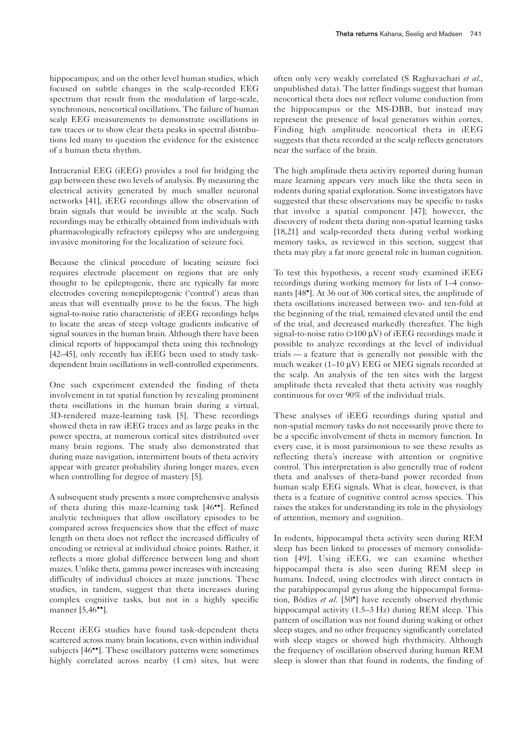hippocampus; and on the other level human studies, which focused on subtle changes in the scalp-recorded EEG spectrum that result from the modulation of large-scale, synchronous, neocortical oscillations. The failure of human scalp EEG measurements to demonstrate oscillations in raw traces or to show clear theta peaks in spectral distributions led many to question the evidence for the existence of a human theta rhythm.

Intracranial EEG (iEEG) provides a tool for bridging the gap between these two levels of analysis. By measuring the electrical activity generated by much smaller neuronal networks [41], iEEG recordings allow the observation of brain signals that would be invisible at the scalp. Such recordings may be ethically obtained from individuals with pharmacologically refractory epilepsy who are undergoing invasive monitoring for the localization of seizure foci.

Because the clinical procedure of locating seizure foci requires electrode placement on regions that are only thought to be epileptogenic, there are typically far more electrodes covering nonepileptogenic ('control') areas than areas that will eventually prove to be the focus. The high signal-to-noise ratio characteristic of iEEG recordings helps to locate the areas of steep voltage gradients indicative of signal sources in the human brain. Although there have been clinical reports of hippocampal theta using this technology [42–45], only recently has iEEG been used to study task-dependent brain oscillations in well-controlled experiments.

One such experiment extended the finding of theta involvement in rat spatial function by revealing prominent theta oscillations in the human brain during a virtual, 3D-rendered maze-learning task [5]. These recordings showed theta in raw iEEG traces and as large peaks in the power spectra, at numerous cortical sites distributed over many brain regions. The study also demonstrated that during maze navigation, intermittent bouts of theta activity appear with greater probability during longer mazes, even when controlling for degree of mastery [5].

A subsequent study presents a more comprehensive analysis of theta during this maze-learning task [46••]. Refined analytic techniques that allow oscillatory episodes to be compared across frequencies show that the effect of maze length on theta does not reflect the increased difficulty of encoding or retrieval at individual choice points. Rather, it reflects a more global difference between long and short mazes. Unlike theta, gamma power increases with increasing difficulty of individual choices at maze junctions. These studies, in tandem, suggest that theta increases during complex cognitive tasks, but not in a highly specific manner [5,46••].

Recent iEEG studies have found task-dependent theta scattered across many brain locations, even within individual subjects [46••]. These oscillatory patterns were sometimes highly correlated across nearby (1 cm) sites, but were often only very weakly correlated (S Raghavachari *et al.*, unpublished data). The latter findings suggest that human neocortical theta does not reflect volume conduction from the hippocampus or the MS-DBB, but instead may represent the presence of local generators within cortex. Finding high amplitude neocortical theta in iEEG suggests that theta recorded at the scalp reflects generators near the surface of the brain.

The high amplitude theta activity reported during human maze learning appears very much like the theta seen in rodents during spatial exploration. Some investigators have suggested that these observations may be specific to tasks that involve a spatial component [47]; however, the discovery of rodent theta during non-spatial learning tasks [18,21] and scalp-recorded theta during verbal working memory tasks, as reviewed in this section, suggest that theta may play a far more general role in human cognition.

To test this hypothesis, a recent study examined iEEG recordings during working memory for lists of 1–4 consonants [48•]. At 36 out of 306 cortical sites, the amplitude of theta oscillations increased between two- and ten-fold at the beginning of the trial, remained elevated until the end of the trial, and decreased markedly thereafter. The high signal-to-noise ratio (>100 μV) of iEEG recordings made it possible to analyze recordings at the level of individual trials — a feature that is generally not possible with the much weaker (1–10 μV) EEG or MEG signals recorded at the scalp. An analysis of the ten sites with the largest amplitude theta revealed that theta activity was roughly continuous for over 90% of the individual trials.

These analyses of iEEG recordings during spatial and non-spatial memory tasks do not necessarily prove there to be a specific involvement of theta in memory function. In every case, it is most parsimonious to see these results as reflecting theta's increase with attention or cognitive control. This interpretation is also generally true of rodent theta and analyses of theta-band power recorded from human scalp EEG signals. What is clear, however, is that theta is a feature of cognitive control across species. This raises the stakes for understanding its role in the physiology of attention, memory and cognition.

In rodents, hippocampal theta activity seen during REM sleep has been linked to processes of memory consolidation [49]. Using iEEG, we can examine whether hippocampal theta is also seen during REM sleep in humans. Indeed, using electrodes with direct contacts in the parahippocampal gyrus along the hippocampal formation, Bódizs *et al.* [50•] have recently observed rhythmic hippocampal activity (1.5–3 Hz) during REM sleep. This pattern of oscillation was not found during waking or other sleep stages, and no other frequency significantly correlated with sleep stages or showed high rhythmicity. Although the frequency of oscillation observed during human REM sleep is slower than that found in rodents, the finding of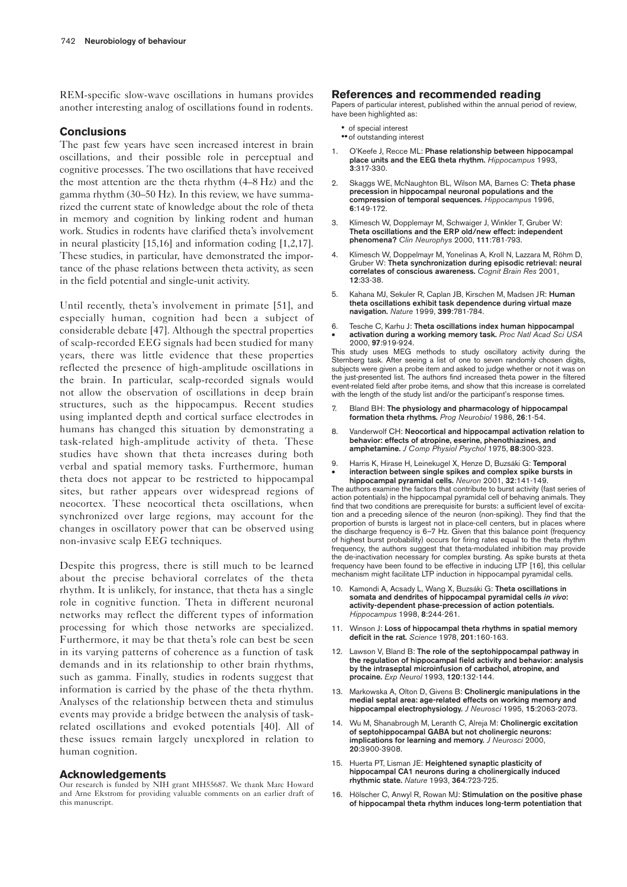REM-specific slow-wave oscillations in humans provides another interesting analog of oscillations found in rodents.

## Conclusions

The past few years have seen increased interest in brain oscillations, and their possible role in perceptual and cognitive processes. The two oscillations that have received the most attention are the theta rhythm (4–8 Hz) and the gamma rhythm (30–50 Hz). In this review, we have summarized the current state of knowledge about the role of theta in memory and cognition by linking rodent and human work. Studies in rodents have clarified theta's involvement in neural plasticity [15,16] and information coding [1,2,17]. These studies, in particular, have demonstrated the importance of the phase relations between theta activity, as seen in the field potential and single-unit activity.

Until recently, theta's involvement in primate [51], and especially human, cognition had been a subject of considerable debate [47]. Although the spectral properties of scalp-recorded EEG signals had been studied for many years, there was little evidence that these properties reflected the presence of high-amplitude oscillations in the brain. In particular, scalp-recorded signals would not allow the observation of oscillations in deep brain structures, such as the hippocampus. Recent studies using implanted depth and cortical surface electrodes in humans has changed this situation by demonstrating a task-related high-amplitude activity of theta. These studies have shown that theta increases during both verbal and spatial memory tasks. Furthermore, human theta does not appear to be restricted to hippocampal sites, but rather appears over widespread regions of neocortex. These neocortical theta oscillations, when synchronized over large regions, may account for the changes in oscillatory power that can be observed using non-invasive scalp EEG techniques.

Despite this progress, there is still much to be learned about the precise behavioral correlates of the theta rhythm. It is unlikely, for instance, that theta has a single role in cognitive function. Theta in different neuronal networks may reflect the different types of information processing for which those networks are specialized. Furthermore, it may be that theta's role can best be seen in its varying patterns of coherence as a function of task demands and in its relationship to other brain rhythms, such as gamma. Finally, studies in rodents suggest that information is carried by the phase of the theta rhythm. Analyses of the relationship between theta and stimulus events may provide a bridge between the analysis of task-related oscillations and evoked potentials [40]. All of these issues remain largely unexplored in relation to human cognition.

## Acknowledgements

Our research is funded by NIH grant MH55687. We thank Marc Howard and Arne Ekstrom for providing valuable comments on an earlier draft of this manuscript.

## References and recommended reading

Papers of particular interest, published within the annual period of review, have been highlighted as:

- • of special interest
- •• of outstanding interest

1. O'Keefe J, Recce ML: **Phase relationship between hippocampal place units and the EEG theta rhythm.** *Hippocampus* 1993, **3**:317-330.
2. Skaggs WE, McNaughton BL, Wilson MA, Barnes C: **Theta phase precession in hippocampal neuronal populations and the compression of temporal sequences.** *Hippocampus* 1996, **6**:149-172.
3. Klimesch W, Dopplemayr M, Schwaiger J, Winkler T, Gruber W: **Theta oscillations and the ERP old/new effect: independent phenomena?** *Clin Neurophys* 2000, **111**:781-793.
4. Klimesch W, Doppelmayr M, Yonelinas A, Kroll N, Lazzara M, Röhm D, Gruber W: **Theta synchronization during episodic retrieval: neural correlates of conscious awareness.** *Cognit Brain Res* 2001, **12**:33-38.
5. Kahana MJ, Sekuler R, Caplan JB, Kirschen M, Madsen JR: **Human theta oscillations exhibit task dependence during virtual maze navigation.** *Nature* 1999, **399**:781-784.
6. Tesche C, Karhu J: **Theta oscillations index human hippocampal activation during a working memory task.** *Proc Natl Acad Sci USA* 2000, **97**:919-924. •
   This study uses MEG methods to study oscillatory activity during the Sternberg task. After seeing a list of one to seven randomly chosen digits, subjects were given a probe item and asked to judge whether or not it was on the just-presented list. The authors find increased theta power in the filtered event-related field after probe items, and show that this increase is correlated with the length of the study list and/or the participant's response times.
7. Bland BH: **The physiology and pharmacology of hippocampal formation theta rhythms.** *Prog Neurobiol* 1986, **26**:1-54.
8. Vanderwolf CH: **Neocortical and hippocampal activation relation to behavior: effects of atropine, eserine, phenothiazines, and amphetamine.** *J Comp Physiol Psychol* 1975, **88**:300-323.
9. Harris K, Hirase H, Leinekugel X, Henze D, Buzsáki G: **Temporal interaction between single spikes and complex spike bursts in hippocampal pyramidal cells.** *Neuron* 2001, **32**:141-149. •
   The authors examine the factors that contribute to burst activity (fast series of action potentials) in the hippocampal pyramidal cell of behaving animals. They find that two conditions are prerequisite for bursts: a sufficient level of excitation and a preceding silence of the neuron (non-spiking). They find that the proportion of bursts is largest not in place-cell centers, but in places where the discharge frequency is 6–7 Hz. Given that this balance point (frequency of highest burst probability) occurs for firing rates equal to the theta rhythm frequency, the authors suggest that theta-modulated inhibition may provide the de-inactivation necessary for complex bursting. As spike bursts at theta frequency have been found to be effective in inducing LTP [16], this cellular mechanism might facilitate LTP induction in hippocampal pyramidal cells.
10. Kamondi A, Acsady L, Wang X, Buzsáki G: **Theta oscillations in somata and dendrites of hippocampal pyramidal cells *in vivo*: activity-dependent phase-precession of action potentials.** *Hippocampus* 1998, **8**:244-261.
11. Winson J: **Loss of hippocampal theta rhythms in spatial memory deficit in the rat.** *Science* 1978, **201**:160-163.
12. Lawson V, Bland B: **The role of the septohippocampal pathway in the regulation of hippocampal field activity and behavior: analysis by the intraseptal microinfusion of carbachol, atropine, and procaine.** *Exp Neurol* 1993, **120**:132-144.
13. Markowska A, Olton D, Givens B: **Cholinergic manipulations in the medial septal area: age-related effects on working memory and hippocampal electrophysiology.** *J Neurosci* 1995, **15**:2063-2073.
14. Wu M, Shanabrough M, Leranth C, Alreja M: **Cholinergic excitation of septohippocampal GABA but not cholinergic neurons: implications for learning and memory.** *J Neurosci* 2000, **20**:3900-3908.
15. Huerta PT, Lisman JE: **Heightened synaptic plasticity of hippocampal CA1 neurons during a cholinergically induced rhythmic state.** *Nature* 1993, **364**:723-725.
16. Hölscher C, Anwyl R, Rowan MJ: **Stimulation on the positive phase of hippocampal theta rhythm induces long-term potentiation that**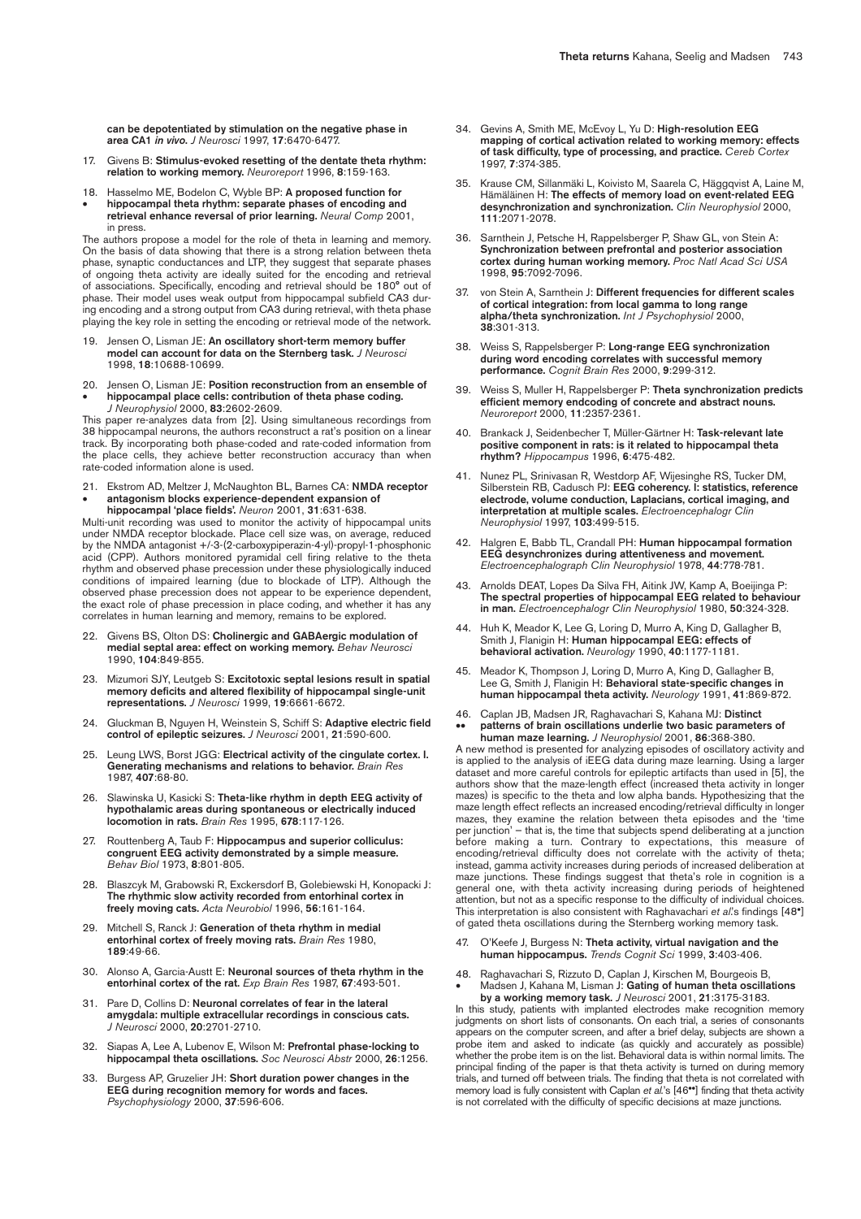**can be depotentiated by stimulation on the negative phase in area CA1 *in vivo*.** *J Neurosci* 1997, **17**:6470-6477.

17. Givens B: **Stimulus-evoked resetting of the dentate theta rhythm: relation to working memory.** *Neuroreport* 1996, **8**:159-163.

18. • Hasselmo ME, Bodelon C, Wyble BP: **A proposed function for hippocampal theta rhythm: separate phases of encoding and retrieval enhance reversal of prior learning.** *Neural Comp* 2001, in press.

The authors propose a model for the role of theta in learning and memory. On the basis of data showing that there is a strong relation between theta phase, synaptic conductances and LTP, they suggest that separate phases of ongoing theta activity are ideally suited for the encoding and retrieval of associations. Specifically, encoding and retrieval should be 180° out of phase. Their model uses weak output from hippocampal subfield CA3 during encoding and a strong output from CA3 during retrieval, with theta phase playing the key role in setting the encoding or retrieval mode of the network.

19. Jensen O, Lisman JE: **An oscillatory short-term memory buffer model can account for data on the Sternberg task.** *J Neurosci* 1998, **18**:10688-10699.

20. • Jensen O, Lisman JE: **Position reconstruction from an ensemble of hippocampal place cells: contribution of theta phase coding.** *J Neurophysiol* 2000, **83**:2602-2609.

This paper re-analyzes data from [2]. Using simultaneous recordings from 38 hippocampal neurons, the authors reconstruct a rat's position on a linear track. By incorporating both phase-coded and rate-coded information from the place cells, they achieve better reconstruction accuracy than when rate-coded information alone is used.

21. • Ekstrom AD, Meltzer J, McNaughton BL, Barnes CA: **NMDA receptor antagonism blocks experience-dependent expansion of hippocampal 'place fields'.** *Neuron* 2001, **31**:631-638.

Multi-unit recording was used to monitor the activity of hippocampal units under NMDA receptor blockade. Place cell size was, on average, reduced by the NMDA antagonist +/-3-(2-carboxypiperazin-4-yl)-propyl-1-phosphonic acid (CPP). Authors monitored pyramidal cell firing relative to the theta rhythm and observed phase precession under these physiologically induced conditions of impaired learning (due to blockade of LTP). Although the observed phase precession does not appear to be experience dependent, the exact role of phase precession in place coding, and whether it has any correlates in human learning and memory, remains to be explored.

22. Givens BS, Olton DS: **Cholinergic and GABAergic modulation of medial septal area: effect on working memory.** *Behav Neurosci* 1990, **104**:849-855.

23. Mizumori SJY, Leutgeb S: **Excitotoxic septal lesions result in spatial memory deficits and altered flexibility of hippocampal single-unit representations.** *J Neurosci* 1999, **19**:6661-6672.

24. Gluckman B, Nguyen H, Weinstein S, Schiff S: **Adaptive electric field control of epileptic seizures.** *J Neurosci* 2001, **21**:590-600.

25. Leung LWS, Borst JGG: **Electrical activity of the cingulate cortex. I. Generating mechanisms and relations to behavior.** *Brain Res* 1987, **407**:68-80.

26. Slawinska U, Kasicki S: **Theta-like rhythm in depth EEG activity of hypothalamic areas during spontaneous or electrically induced locomotion in rats.** *Brain Res* 1995, **678**:117-126.

27. Routtenberg A, Taub F: **Hippocampus and superior colliculus: congruent EEG activity demonstrated by a simple measure.** *Behav Biol* 1973, **8**:801-805.

28. Blaszcyk M, Grabowski R, Exckersdorf B, Golebiewski H, Konopacki J: **The rhythmic slow activity recorded from entorhinal cortex in freely moving cats.** *Acta Neurobiol* 1996, **56**:161-164.

29. Mitchell S, Ranck J: **Generation of theta rhythm in medial entorhinal cortex of freely moving rats.** *Brain Res* 1980, **189**:49-66.

30. Alonso A, Garcia-Austt E: **Neuronal sources of theta rhythm in the entorhinal cortex of the rat.** *Exp Brain Res* 1987, **67**:493-501.

31. Pare D, Collins D: **Neuronal correlates of fear in the lateral amygdala: multiple extracellular recordings in conscious cats.** *J Neurosci* 2000, **20**:2701-2710.

32. Siapas A, Lee A, Lubenov E, Wilson M: **Prefrontal phase-locking to hippocampal theta oscillations.** *Soc Neurosci Abstr* 2000, **26**:1256.

33. Burgess AP, Gruzelier JH: **Short duration power changes in the EEG during recognition memory for words and faces.** *Psychophysiology* 2000, **37**:596-606.

34. Gevins A, Smith ME, McEvoy L, Yu D: **High-resolution EEG mapping of cortical activation related to working memory: effects of task difficulty, type of processing, and practice.** *Cereb Cortex* 1997, **7**:374-385.

35. Krause CM, Sillanmäki L, Koivisto M, Saarela C, Häggqvist A, Laine M, Hämäläinen H: **The effects of memory load on event-related EEG desynchronization and synchronization.** *Clin Neurophysiol* 2000, **111**:2071-2078.

36. Sarnthein J, Petsche H, Rappelsberger P, Shaw GL, von Stein A: **Synchronization between prefrontal and posterior association cortex during human working memory.** *Proc Natl Acad Sci USA* 1998, **95**:7092-7096.

37. von Stein A, Sarnthein J: **Different frequencies for different scales of cortical integration: from local gamma to long range alpha/theta synchronization.** *Int J Psychophysiol* 2000, **38**:301-313.

38. Weiss S, Rappelsberger P: **Long-range EEG synchronization during word encoding correlates with successful memory performance.** *Cognit Brain Res* 2000, **9**:299-312.

39. Weiss S, Muller H, Rappelsberger P: **Theta synchronization predicts efficient memory endcoding of concrete and abstract nouns.** *Neuroreport* 2000, **11**:2357-2361.

40. Brankack J, Seidenbecher T, Müller-Gärtner H: **Task-relevant late positive component in rats: is it related to hippocampal theta rhythm?** *Hippocampus* 1996, **6**:475-482.

41. Nunez PL, Srinivasan R, Westdorp AF, Wijesinghe RS, Tucker DM, Silberstein RB, Cadusch PJ: **EEG coherency. I: statistics, reference electrode, volume conduction, Laplacians, cortical imaging, and interpretation at multiple scales.** *Electroencephalogr Clin Neurophysiol* 1997, **103**:499-515.

42. Halgren E, Babb TL, Crandall PH: **Human hippocampal formation EEG desynchronizes during attentiveness and movement.** *Electroencephalograph Clin Neurophysiol* 1978, **44**:778-781.

43. Arnolds DEAT, Lopes Da Silva FH, Aitink JW, Kamp A, Boeijinga P: **The spectral properties of hippocampal EEG related to behaviour in man.** *Electroencephalogr Clin Neurophysiol* 1980, **50**:324-328.

44. Huh K, Meador K, Lee G, Loring D, Murro A, King D, Gallagher B, Smith J, Flanigin H: **Human hippocampal EEG: effects of behavioral activation.** *Neurology* 1990, **40**:1177-1181.

45. Meador K, Thompson J, Loring D, Murro A, King D, Gallagher B, Lee G, Smith J, Flanigin H: **Behavioral state-specific changes in human hippocampal theta activity.** *Neurology* 1991, **41**:869-872.

46. •• Caplan JB, Madsen JR, Raghavachari S, Kahana MJ: **Distinct patterns of brain oscillations underlie two basic parameters of human maze learning.** *J Neurophysiol* 2001, **86**:368-380.

A new method is presented for analyzing episodes of oscillatory activity and is applied to the analysis of iEEG data during maze learning. Using a larger dataset and more careful controls for epileptic artifacts than used in [5], the authors show that the maze-length effect (increased theta activity in longer mazes) is specific to the theta and low alpha bands. Hypothesizing that the maze length effect reflects an increased encoding/retrieval difficulty in longer mazes, they examine the relation between theta episodes and the 'time per junction' – that is, the time that subjects spend deliberating at a junction before making a turn. Contrary to expectations, this measure of encoding/retrieval difficulty does not correlate with the activity of theta; instead, gamma activity increases during periods of increased deliberation at maze junctions. These findings suggest that theta's role in cognition is a general one, with theta activity increasing during periods of heightened attention, but not as a specific response to the difficulty of individual choices. This interpretation is also consistent with Raghavachari *et al.*'s findings [48•] of gated theta oscillations during the Sternberg working memory task.

47. O'Keefe J, Burgess N: **Theta activity, virtual navigation and the human hippocampus.** *Trends Cognit Sci* 1999, **3**:403-406.

48. • Raghavachari S, Rizzuto D, Caplan J, Kirschen M, Bourgeois B, Madsen J, Kahana M, Lisman J: **Gating of human theta oscillations by a working memory task.** *J Neurosci* 2001, **21**:3175-3183.

In this study, patients with implanted electrodes make recognition memory judgments on short lists of consonants. On each trial, a series of consonants appears on the computer screen, and after a brief delay, subjects are shown a probe item and asked to indicate (as quickly and accurately as possible) whether the probe item is on the list. Behavioral data is within normal limits. The principal finding of the paper is that theta activity is turned on during memory trials, and turned off between trials. The finding that theta is not correlated with memory load is fully consistent with Caplan *et al.*'s [46••] finding that theta activity is not correlated with the difficulty of specific decisions at maze junctions.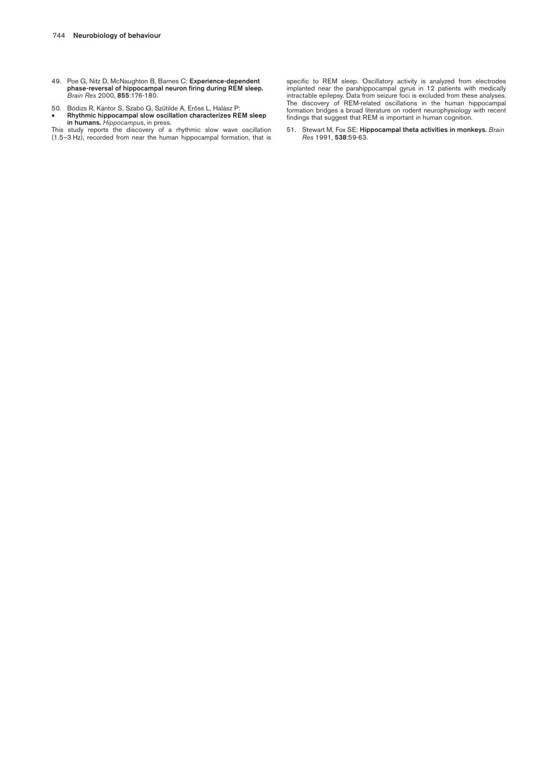49. Poe G, Nitz D, McNaughton B, Barnes C: **Experience-dependent phase-reversal of hippocampal neuron firing during REM sleep.** *Brain Res* 2000, **855**:176-180.

50. Bódizs R, Kántor S, Szabó G, Szűtilde A, Erőss L, Halász P:
• **Rhythmic hippocampal slow oscillation characterizes REM sleep in humans.** *Hippocampus*, in press.

This study reports the discovery of a rhythmic slow wave oscillation (1.5–3 Hz), recorded from near the human hippocampal formation, that is specific to REM sleep. Oscillatory activity is analyzed from electrodes implanted near the parahippocampal gyrus in 12 patients with medically intractable epilepsy. Data from seizure foci is excluded from these analyses. The discovery of REM-related oscillations in the human hippocampal formation bridges a broad literature on rodent neurophysiology with recent findings that suggest that REM is important in human cognition.

51. Stewart M, Fox SE: **Hippocampal theta activities in monkeys.** *Brain Res* 1991, **538**:59-63.